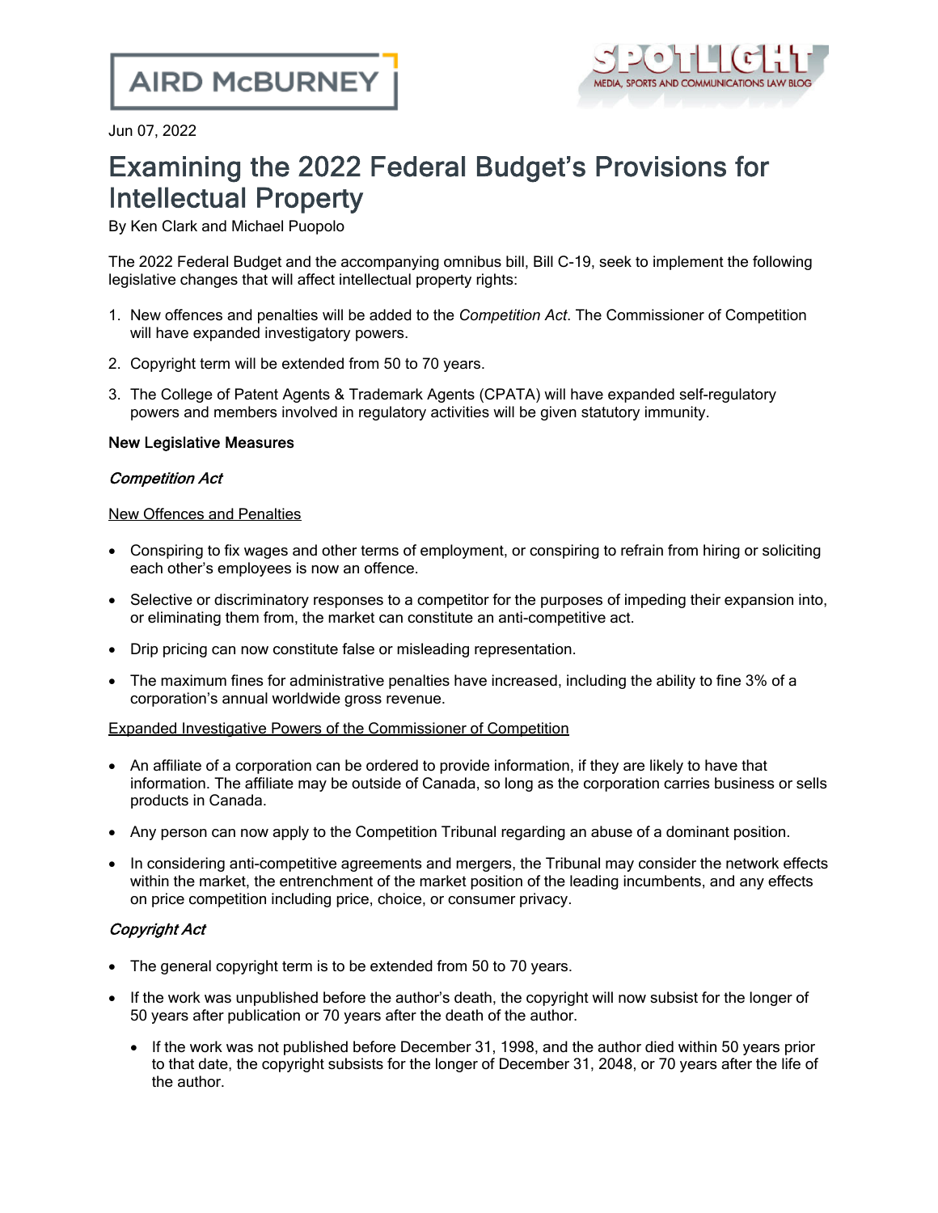Jun 07, 2022

# Examining the 2022 Federal Budget's Provisions for Intellectual Property

By Ken Clark and Michael Puopolo

The 2022 Federal Budget and the accompanying omnibus bill, Bill C-19, seek to implement the following legislative changes that will affect intellectual property rights:

1. New offences and penalties will be added to the *Competition Act*. The Commissioner of Competition will have expanded investigatory powers.
2. Copyright term will be extended from 50 to 70 years.
3. The College of Patent Agents & Trademark Agents (CPATA) will have expanded self-regulatory powers and members involved in regulatory activities will be given statutory immunity.

**New Legislative Measures**

***Competition Act***

<u>New Offences and Penalties</u>

- Conspiring to fix wages and other terms of employment, or conspiring to refrain from hiring or soliciting each other's employees is now an offence.
- Selective or discriminatory responses to a competitor for the purposes of impeding their expansion into, or eliminating them from, the market can constitute an anti-competitive act.
- Drip pricing can now constitute false or misleading representation.
- The maximum fines for administrative penalties have increased, including the ability to fine 3% of a corporation's annual worldwide gross revenue.

<u>Expanded Investigative Powers of the Commissioner of Competition</u>

- An affiliate of a corporation can be ordered to provide information, if they are likely to have that information. The affiliate may be outside of Canada, so long as the corporation carries business or sells products in Canada.
- Any person can now apply to the Competition Tribunal regarding an abuse of a dominant position.
- In considering anti-competitive agreements and mergers, the Tribunal may consider the network effects within the market, the entrenchment of the market position of the leading incumbents, and any effects on price competition including price, choice, or consumer privacy.

***Copyright Act***

- The general copyright term is to be extended from 50 to 70 years.
- If the work was unpublished before the author's death, the copyright will now subsist for the longer of 50 years after publication or 70 years after the death of the author.
  - If the work was not published before December 31, 1998, and the author died within 50 years prior to that date, the copyright subsists for the longer of December 31, 2048, or 70 years after the life of the author.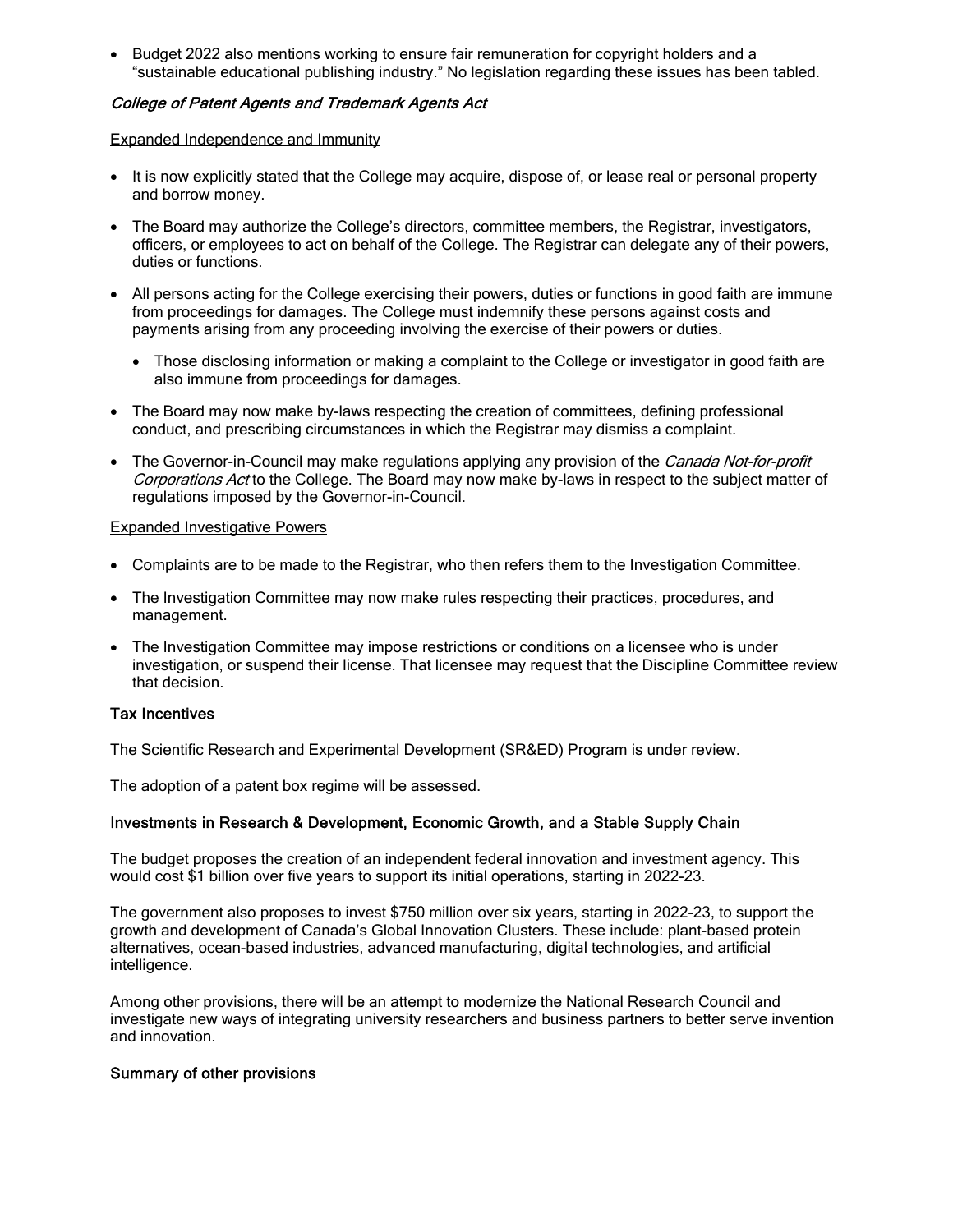- Budget 2022 also mentions working to ensure fair remuneration for copyright holders and a "sustainable educational publishing industry." No legislation regarding these issues has been tabled.

### *College of Patent Agents and Trademark Agents Act*

Expanded Independence and Immunity

- It is now explicitly stated that the College may acquire, dispose of, or lease real or personal property and borrow money.
- The Board may authorize the College's directors, committee members, the Registrar, investigators, officers, or employees to act on behalf of the College. The Registrar can delegate any of their powers, duties or functions.
- All persons acting for the College exercising their powers, duties or functions in good faith are immune from proceedings for damages. The College must indemnify these persons against costs and payments arising from any proceeding involving the exercise of their powers or duties.
  - Those disclosing information or making a complaint to the College or investigator in good faith are also immune from proceedings for damages.
- The Board may now make by-laws respecting the creation of committees, defining professional conduct, and prescribing circumstances in which the Registrar may dismiss a complaint.
- The Governor-in-Council may make regulations applying any provision of the *Canada Not-for-profit Corporations Act* to the College. The Board may now make by-laws in respect to the subject matter of regulations imposed by the Governor-in-Council.

Expanded Investigative Powers

- Complaints are to be made to the Registrar, who then refers them to the Investigation Committee.
- The Investigation Committee may now make rules respecting their practices, procedures, and management.
- The Investigation Committee may impose restrictions or conditions on a licensee who is under investigation, or suspend their license. That licensee may request that the Discipline Committee review that decision.

### Tax Incentives

The Scientific Research and Experimental Development (SR&ED) Program is under review.

The adoption of a patent box regime will be assessed.

### Investments in Research & Development, Economic Growth, and a Stable Supply Chain

The budget proposes the creation of an independent federal innovation and investment agency. This would cost $1 billion over five years to support its initial operations, starting in 2022-23.

The government also proposes to invest $750 million over six years, starting in 2022-23, to support the growth and development of Canada's Global Innovation Clusters. These include: plant-based protein alternatives, ocean-based industries, advanced manufacturing, digital technologies, and artificial intelligence.

Among other provisions, there will be an attempt to modernize the National Research Council and investigate new ways of integrating university researchers and business partners to better serve invention and innovation.

### Summary of other provisions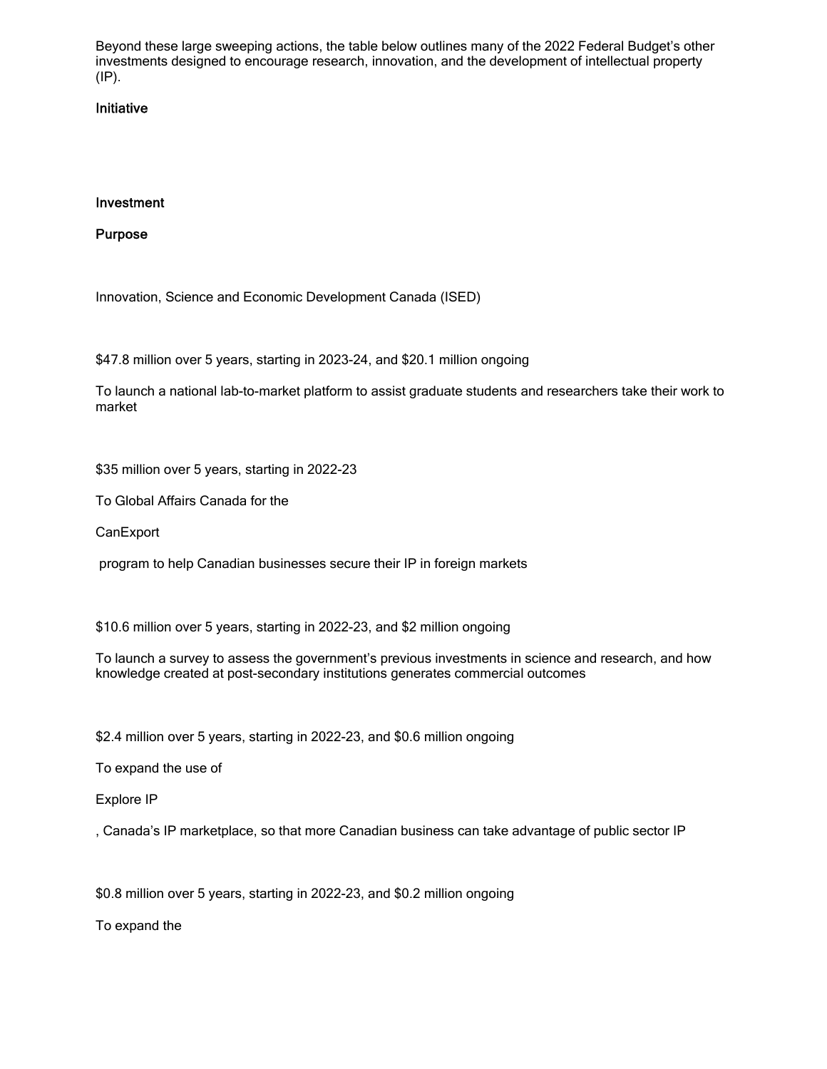Beyond these large sweeping actions, the table below outlines many of the 2022 Federal Budget's other investments designed to encourage research, innovation, and the development of intellectual property (IP).

| Initiative | Investment | Purpose |
| --- | --- | --- |
| Innovation, Science and Economic Development Canada (ISED) | $47.8 million over 5 years, starting in 2023-24, and $20.1 million ongoing | To launch a national lab-to-market platform to assist graduate students and researchers take their work to market |
| | $35 million over 5 years, starting in 2022-23 | To Global Affairs Canada for the CanExport program to help Canadian businesses secure their IP in foreign markets |
| | $10.6 million over 5 years, starting in 2022-23, and $2 million ongoing | To launch a survey to assess the government's previous investments in science and research, and how knowledge created at post-secondary institutions generates commercial outcomes |
| | $2.4 million over 5 years, starting in 2022-23, and $0.6 million ongoing | To expand the use of Explore IP, Canada's IP marketplace, so that more Canadian business can take advantage of public sector IP |
| | $0.8 million over 5 years, starting in 2022-23, and $0.2 million ongoing | To expand the |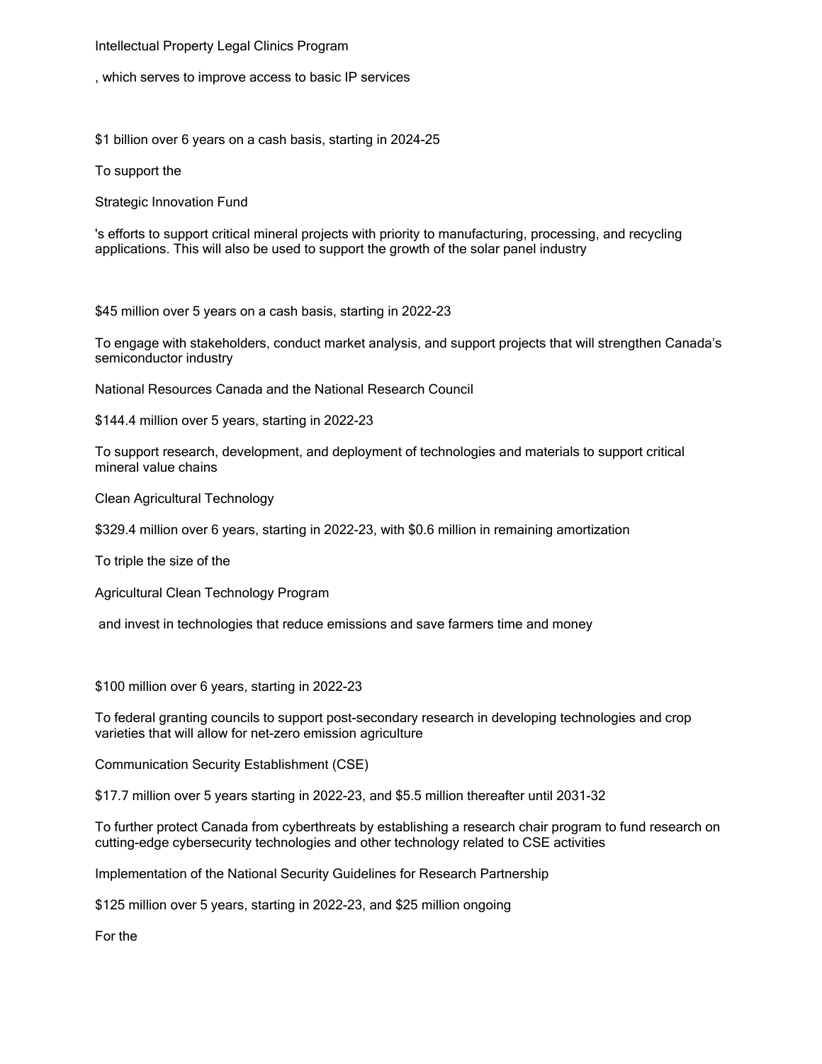Intellectual Property Legal Clinics Program

, which serves to improve access to basic IP services

$1 billion over 6 years on a cash basis, starting in 2024-25

To support the

Strategic Innovation Fund

's efforts to support critical mineral projects with priority to manufacturing, processing, and recycling applications. This will also be used to support the growth of the solar panel industry

$45 million over 5 years on a cash basis, starting in 2022-23

To engage with stakeholders, conduct market analysis, and support projects that will strengthen Canada's semiconductor industry

National Resources Canada and the National Research Council

$144.4 million over 5 years, starting in 2022-23

To support research, development, and deployment of technologies and materials to support critical mineral value chains

Clean Agricultural Technology

$329.4 million over 6 years, starting in 2022-23, with $0.6 million in remaining amortization

To triple the size of the

Agricultural Clean Technology Program

and invest in technologies that reduce emissions and save farmers time and money

$100 million over 6 years, starting in 2022-23

To federal granting councils to support post-secondary research in developing technologies and crop varieties that will allow for net-zero emission agriculture

Communication Security Establishment (CSE)

$17.7 million over 5 years starting in 2022-23, and $5.5 million thereafter until 2031-32

To further protect Canada from cyberthreats by establishing a research chair program to fund research on cutting-edge cybersecurity technologies and other technology related to CSE activities

Implementation of the National Security Guidelines for Research Partnership

$125 million over 5 years, starting in 2022-23, and $25 million ongoing

For the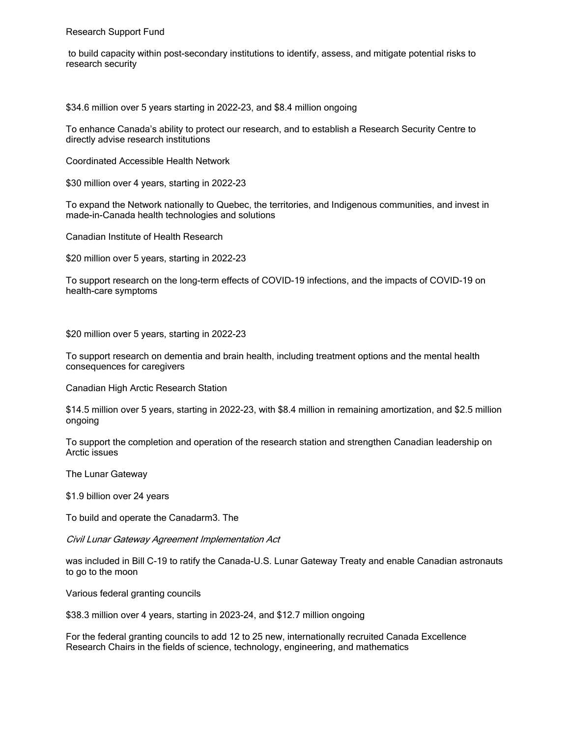Research Support Fund

to build capacity within post-secondary institutions to identify, assess, and mitigate potential risks to research security

$34.6 million over 5 years starting in 2022-23, and $8.4 million ongoing

To enhance Canada's ability to protect our research, and to establish a Research Security Centre to directly advise research institutions

Coordinated Accessible Health Network

$30 million over 4 years, starting in 2022-23

To expand the Network nationally to Quebec, the territories, and Indigenous communities, and invest in made-in-Canada health technologies and solutions

Canadian Institute of Health Research

$20 million over 5 years, starting in 2022-23

To support research on the long-term effects of COVID-19 infections, and the impacts of COVID-19 on health-care symptoms

$20 million over 5 years, starting in 2022-23

To support research on dementia and brain health, including treatment options and the mental health consequences for caregivers

Canadian High Arctic Research Station

$14.5 million over 5 years, starting in 2022-23, with $8.4 million in remaining amortization, and $2.5 million ongoing

To support the completion and operation of the research station and strengthen Canadian leadership on Arctic issues

The Lunar Gateway

$1.9 billion over 24 years

To build and operate the Canadarm3. The

*Civil Lunar Gateway Agreement Implementation Act*

was included in Bill C-19 to ratify the Canada-U.S. Lunar Gateway Treaty and enable Canadian astronauts to go to the moon

Various federal granting councils

$38.3 million over 4 years, starting in 2023-24, and $12.7 million ongoing

For the federal granting councils to add 12 to 25 new, internationally recruited Canada Excellence Research Chairs in the fields of science, technology, engineering, and mathematics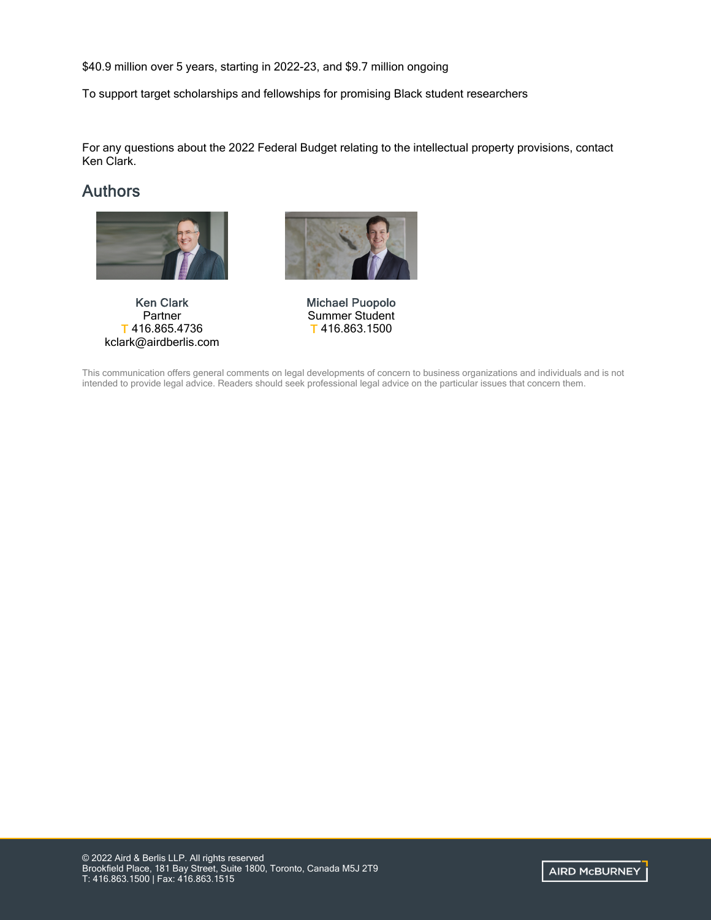$40.9 million over 5 years, starting in 2022-23, and $9.7 million ongoing

To support target scholarships and fellowships for promising Black student researchers

For any questions about the 2022 Federal Budget relating to the intellectual property provisions, contact Ken Clark.

## Authors

Ken Clark
Partner
T 416.865.4736
kclark@airdberlis.com

Michael Puopolo
Summer Student
T 416.863.1500

This communication offers general comments on legal developments of concern to business organizations and individuals and is not intended to provide legal advice. Readers should seek professional legal advice on the particular issues that concern them.

© 2022 Aird & Berlis LLP. All rights reserved
Brookfield Place, 181 Bay Street, Suite 1800, Toronto, Canada M5J 2T9
T: 416.863.1500 | Fax: 416.863.1515

AIRD McBURNEY